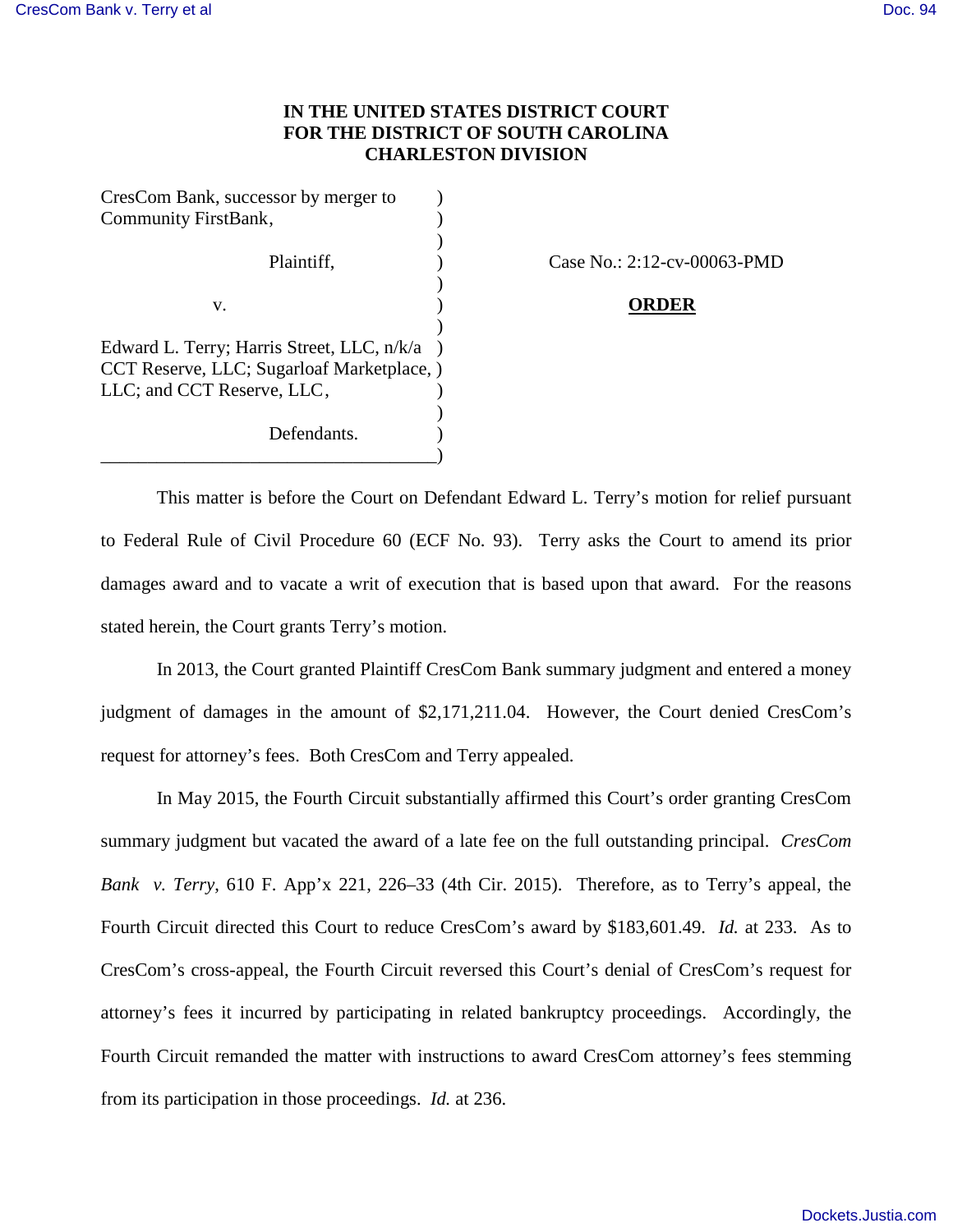**IN THE UNITED STATES DISTRICT COURT**
**FOR THE DISTRICT OF SOUTH CAROLINA**
**CHARLESTON DIVISION**

| | |
|---|---|
| CresCom Bank, successor by merger to Community FirstBank,<br><br>Plaintiff,<br><br>v.<br><br>Edward L. Terry; Harris Street, LLC, n/k/a CCT Reserve, LLC; Sugarloaf Marketplace, LLC; and CCT Reserve, LLC,<br><br>Defendants. | Case No.: 2:12-cv-00063-PMD<br><br>**ORDER** |

This matter is before the Court on Defendant Edward L. Terry's motion for relief pursuant to Federal Rule of Civil Procedure 60 (ECF No. 93). Terry asks the Court to amend its prior damages award and to vacate a writ of execution that is based upon that award. For the reasons stated herein, the Court grants Terry's motion.

In 2013, the Court granted Plaintiff CresCom Bank summary judgment and entered a money judgment of damages in the amount of $2,171,211.04. However, the Court denied CresCom's request for attorney's fees. Both CresCom and Terry appealed.

In May 2015, the Fourth Circuit substantially affirmed this Court's order granting CresCom summary judgment but vacated the award of a late fee on the full outstanding principal. *CresCom Bank v. Terry*, 610 F. App'x 221, 226–33 (4th Cir. 2015). Therefore, as to Terry's appeal, the Fourth Circuit directed this Court to reduce CresCom's award by $183,601.49. *Id.* at 233. As to CresCom's cross-appeal, the Fourth Circuit reversed this Court's denial of CresCom's request for attorney's fees it incurred by participating in related bankruptcy proceedings. Accordingly, the Fourth Circuit remanded the matter with instructions to award CresCom attorney's fees stemming from its participation in those proceedings. *Id.* at 236.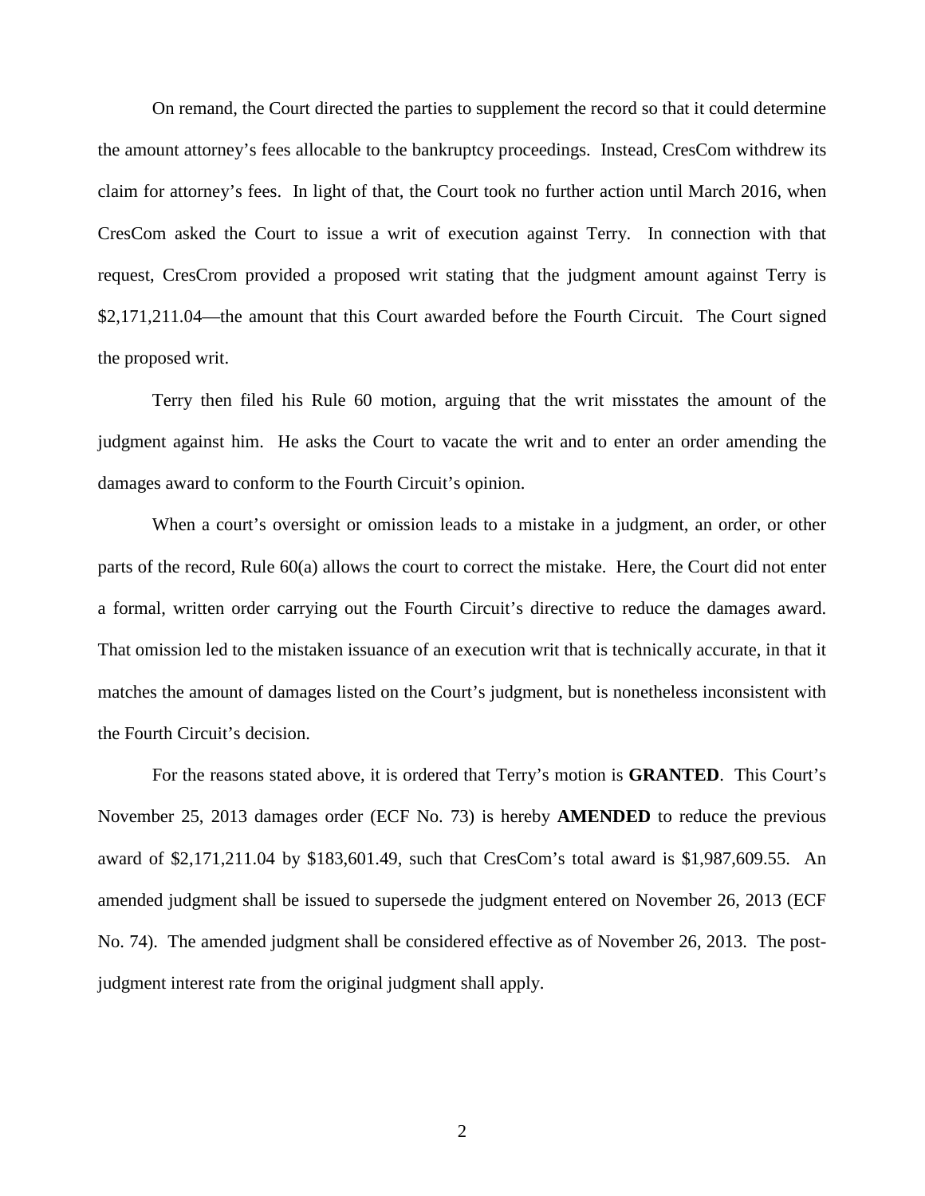On remand, the Court directed the parties to supplement the record so that it could determine the amount attorney's fees allocable to the bankruptcy proceedings. Instead, CresCom withdrew its claim for attorney's fees. In light of that, the Court took no further action until March 2016, when CresCom asked the Court to issue a writ of execution against Terry. In connection with that request, CresCrom provided a proposed writ stating that the judgment amount against Terry is $2,171,211.04—the amount that this Court awarded before the Fourth Circuit. The Court signed the proposed writ.

Terry then filed his Rule 60 motion, arguing that the writ misstates the amount of the judgment against him. He asks the Court to vacate the writ and to enter an order amending the damages award to conform to the Fourth Circuit's opinion.

When a court's oversight or omission leads to a mistake in a judgment, an order, or other parts of the record, Rule 60(a) allows the court to correct the mistake. Here, the Court did not enter a formal, written order carrying out the Fourth Circuit's directive to reduce the damages award. That omission led to the mistaken issuance of an execution writ that is technically accurate, in that it matches the amount of damages listed on the Court's judgment, but is nonetheless inconsistent with the Fourth Circuit's decision.

For the reasons stated above, it is ordered that Terry's motion is **GRANTED**. This Court's November 25, 2013 damages order (ECF No. 73) is hereby **AMENDED** to reduce the previous award of $2,171,211.04 by $183,601.49, such that CresCom's total award is $1,987,609.55. An amended judgment shall be issued to supersede the judgment entered on November 26, 2013 (ECF No. 74). The amended judgment shall be considered effective as of November 26, 2013. The post-judgment interest rate from the original judgment shall apply.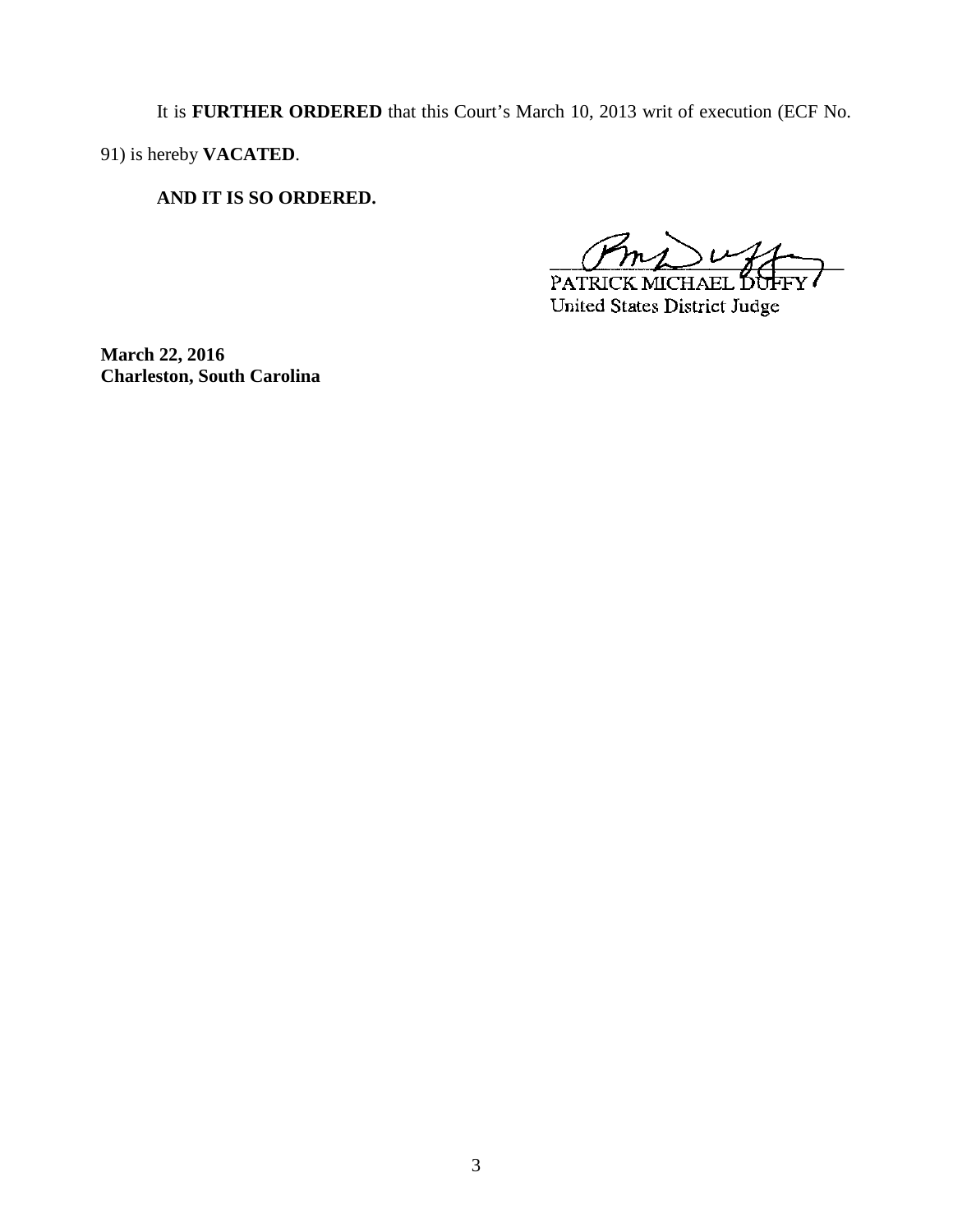It is **FURTHER ORDERED** that this Court's March 10, 2013 writ of execution (ECF No. 91) is hereby **VACATED**.

**AND IT IS SO ORDERED.**

PATRICK MICHAEL DUFFY
United States District Judge

**March 22, 2016**
**Charleston, South Carolina**